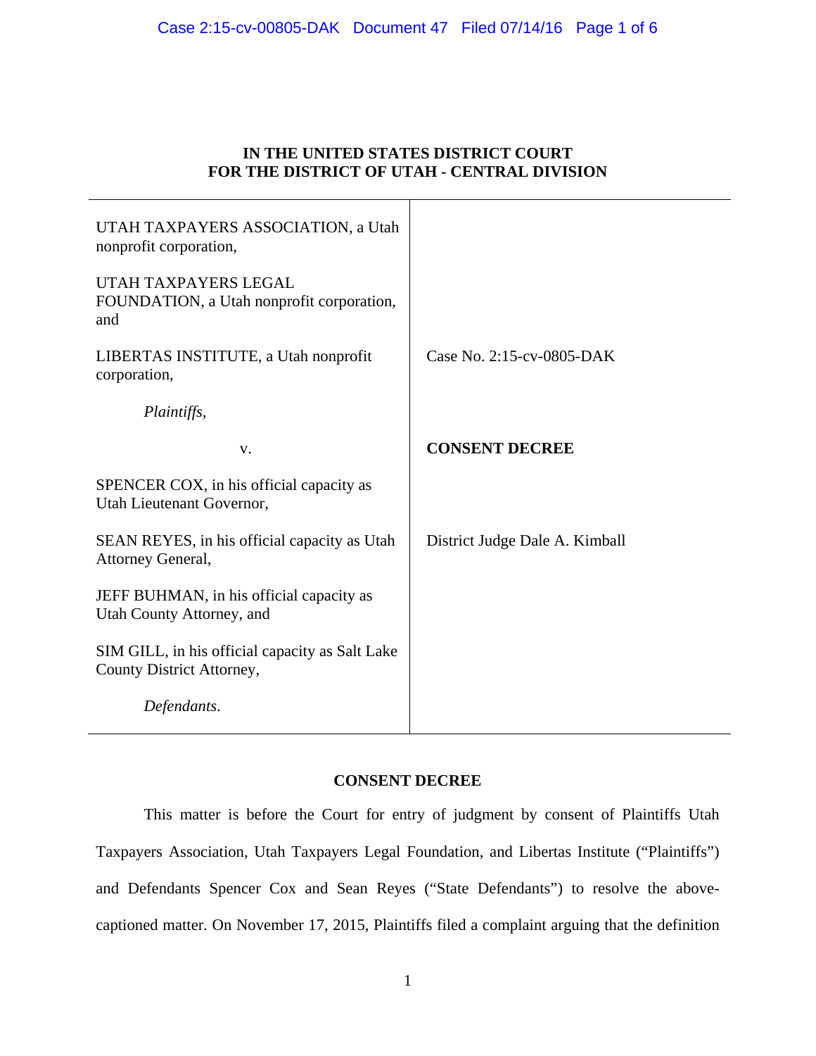**IN THE UNITED STATES DISTRICT COURT**
**FOR THE DISTRICT OF UTAH - CENTRAL DIVISION**

| | |
|---|---|
| UTAH TAXPAYERS ASSOCIATION, a Utah nonprofit corporation,<br><br>UTAH TAXPAYERS LEGAL FOUNDATION, a Utah nonprofit corporation, and<br><br>LIBERTAS INSTITUTE, a Utah nonprofit corporation,<br><br>*Plaintiffs*,<br><br>v.<br><br>SPENCER COX, in his official capacity as Utah Lieutenant Governor,<br><br>SEAN REYES, in his official capacity as Utah Attorney General,<br><br>JEFF BUHMAN, in his official capacity as Utah County Attorney, and<br><br>SIM GILL, in his official capacity as Salt Lake County District Attorney,<br><br>*Defendants*. | Case No. 2:15-cv-0805-DAK<br><br>**CONSENT DECREE**<br><br>District Judge Dale A. Kimball |

**CONSENT DECREE**

This matter is before the Court for entry of judgment by consent of Plaintiffs Utah Taxpayers Association, Utah Taxpayers Legal Foundation, and Libertas Institute ("Plaintiffs") and Defendants Spencer Cox and Sean Reyes ("State Defendants") to resolve the above-captioned matter. On November 17, 2015, Plaintiffs filed a complaint arguing that the definition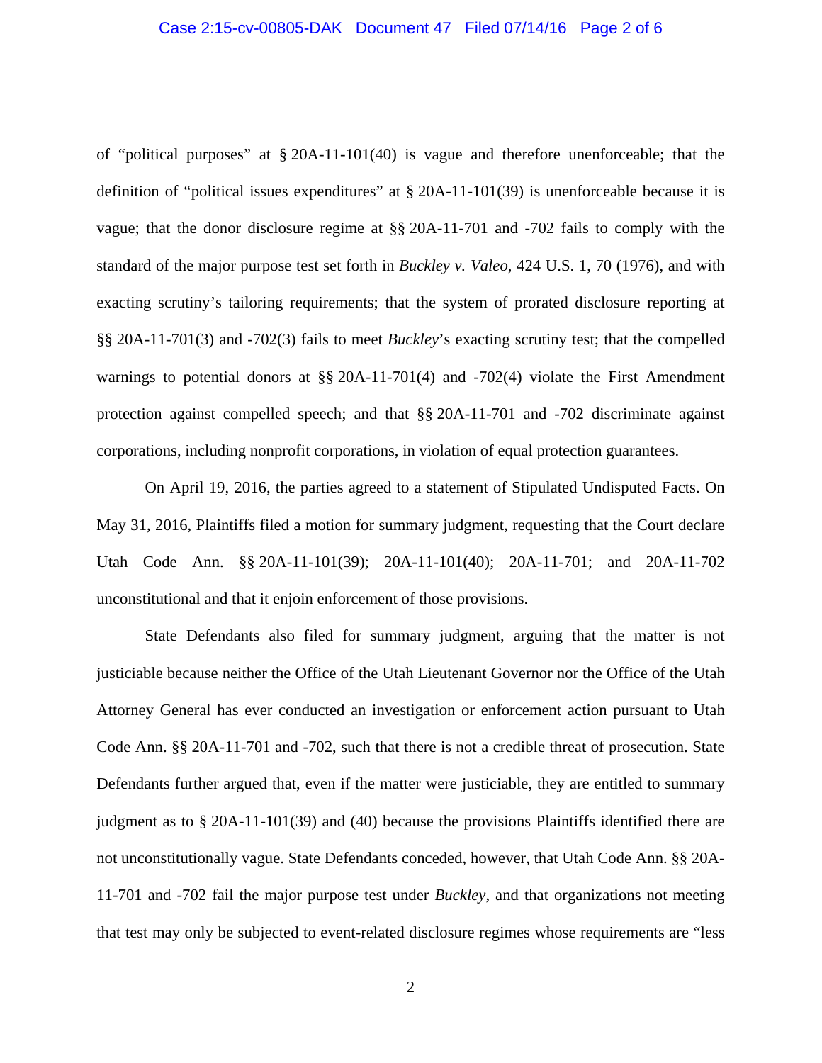of "political purposes" at § 20A-11-101(40) is vague and therefore unenforceable; that the definition of "political issues expenditures" at § 20A-11-101(39) is unenforceable because it is vague; that the donor disclosure regime at §§ 20A-11-701 and -702 fails to comply with the standard of the major purpose test set forth in *Buckley v. Valeo*, 424 U.S. 1, 70 (1976), and with exacting scrutiny's tailoring requirements; that the system of prorated disclosure reporting at §§ 20A-11-701(3) and -702(3) fails to meet *Buckley*'s exacting scrutiny test; that the compelled warnings to potential donors at §§ 20A-11-701(4) and -702(4) violate the First Amendment protection against compelled speech; and that §§ 20A-11-701 and -702 discriminate against corporations, including nonprofit corporations, in violation of equal protection guarantees.

On April 19, 2016, the parties agreed to a statement of Stipulated Undisputed Facts. On May 31, 2016, Plaintiffs filed a motion for summary judgment, requesting that the Court declare Utah Code Ann. §§ 20A-11-101(39); 20A-11-101(40); 20A-11-701; and 20A-11-702 unconstitutional and that it enjoin enforcement of those provisions.

State Defendants also filed for summary judgment, arguing that the matter is not justiciable because neither the Office of the Utah Lieutenant Governor nor the Office of the Utah Attorney General has ever conducted an investigation or enforcement action pursuant to Utah Code Ann. §§ 20A-11-701 and -702, such that there is not a credible threat of prosecution. State Defendants further argued that, even if the matter were justiciable, they are entitled to summary judgment as to § 20A-11-101(39) and (40) because the provisions Plaintiffs identified there are not unconstitutionally vague. State Defendants conceded, however, that Utah Code Ann. §§ 20A-11-701 and -702 fail the major purpose test under *Buckley*, and that organizations not meeting that test may only be subjected to event-related disclosure regimes whose requirements are "less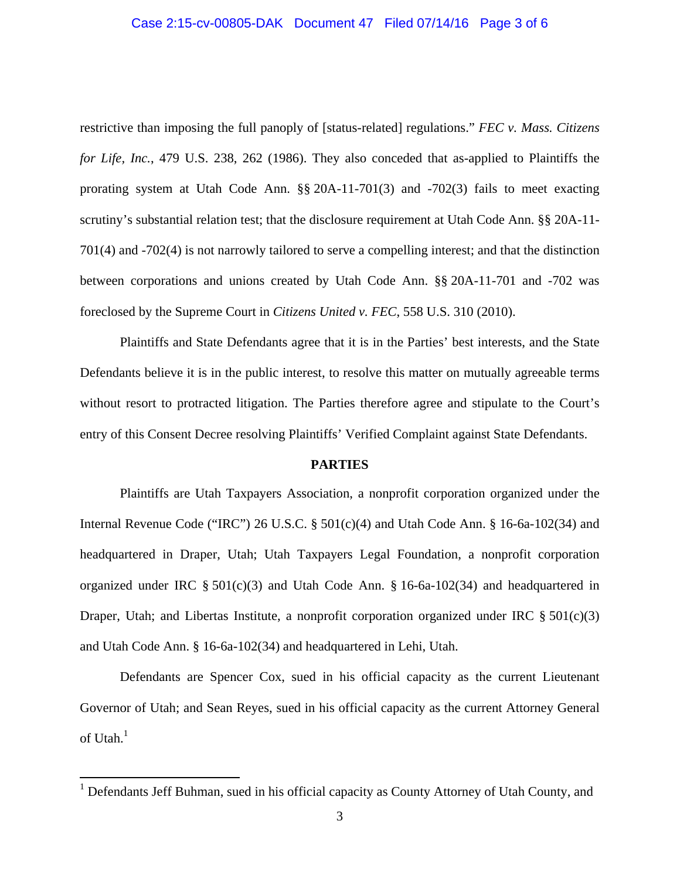restrictive than imposing the full panoply of [status-related] regulations." *FEC v. Mass. Citizens for Life, Inc.*, 479 U.S. 238, 262 (1986). They also conceded that as-applied to Plaintiffs the prorating system at Utah Code Ann. §§ 20A-11-701(3) and -702(3) fails to meet exacting scrutiny's substantial relation test; that the disclosure requirement at Utah Code Ann. §§ 20A-11-701(4) and -702(4) is not narrowly tailored to serve a compelling interest; and that the distinction between corporations and unions created by Utah Code Ann. §§ 20A-11-701 and -702 was foreclosed by the Supreme Court in *Citizens United v. FEC*, 558 U.S. 310 (2010).

Plaintiffs and State Defendants agree that it is in the Parties' best interests, and the State Defendants believe it is in the public interest, to resolve this matter on mutually agreeable terms without resort to protracted litigation. The Parties therefore agree and stipulate to the Court's entry of this Consent Decree resolving Plaintiffs' Verified Complaint against State Defendants.

## PARTIES

Plaintiffs are Utah Taxpayers Association, a nonprofit corporation organized under the Internal Revenue Code ("IRC") 26 U.S.C. § 501(c)(4) and Utah Code Ann. § 16-6a-102(34) and headquartered in Draper, Utah; Utah Taxpayers Legal Foundation, a nonprofit corporation organized under IRC § 501(c)(3) and Utah Code Ann. § 16-6a-102(34) and headquartered in Draper, Utah; and Libertas Institute, a nonprofit corporation organized under IRC § 501(c)(3) and Utah Code Ann. § 16-6a-102(34) and headquartered in Lehi, Utah.

Defendants are Spencer Cox, sued in his official capacity as the current Lieutenant Governor of Utah; and Sean Reyes, sued in his official capacity as the current Attorney General of Utah.[1]

[1] Defendants Jeff Buhman, sued in his official capacity as County Attorney of Utah County, and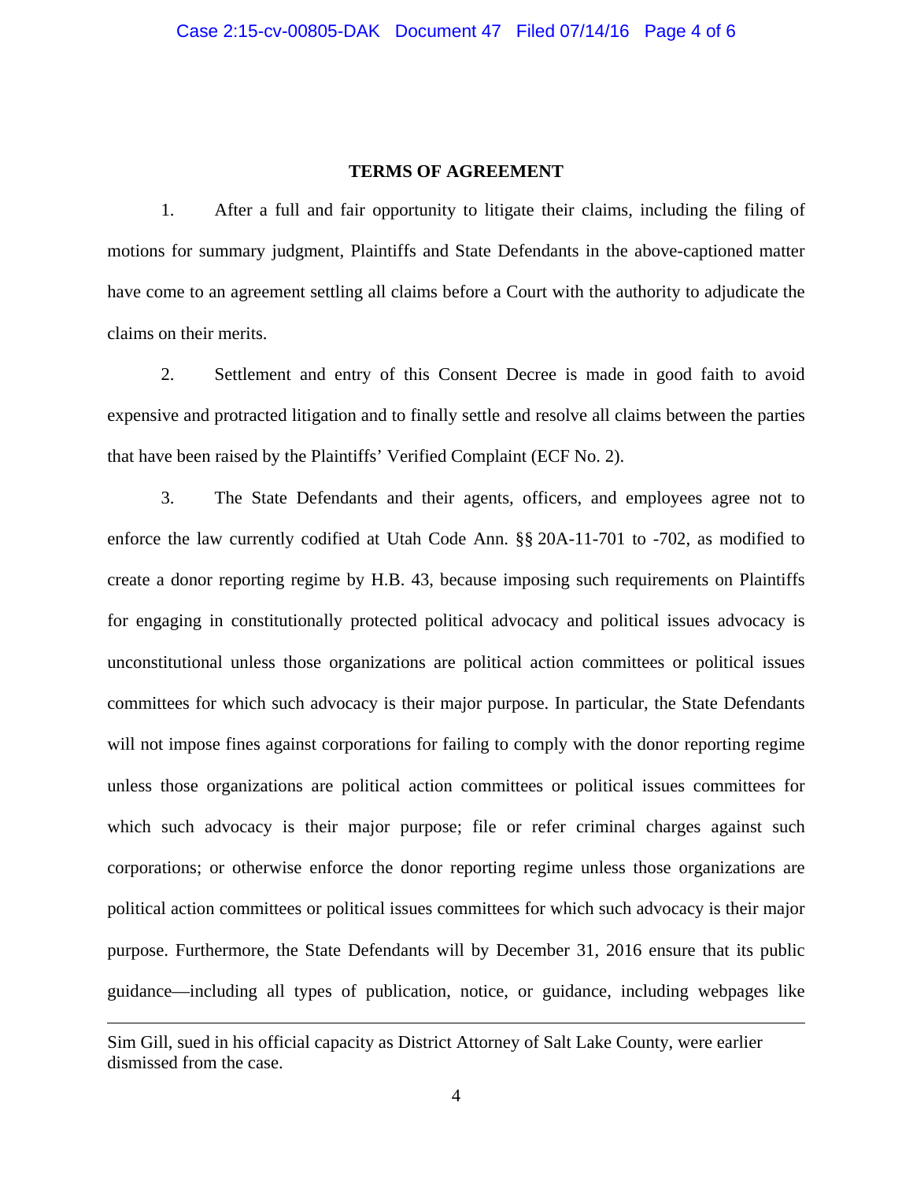**TERMS OF AGREEMENT**

1. After a full and fair opportunity to litigate their claims, including the filing of motions for summary judgment, Plaintiffs and State Defendants in the above-captioned matter have come to an agreement settling all claims before a Court with the authority to adjudicate the claims on their merits.

2. Settlement and entry of this Consent Decree is made in good faith to avoid expensive and protracted litigation and to finally settle and resolve all claims between the parties that have been raised by the Plaintiffs' Verified Complaint (ECF No. 2).

3. The State Defendants and their agents, officers, and employees agree not to enforce the law currently codified at Utah Code Ann. §§ 20A-11-701 to -702, as modified to create a donor reporting regime by H.B. 43, because imposing such requirements on Plaintiffs for engaging in constitutionally protected political advocacy and political issues advocacy is unconstitutional unless those organizations are political action committees or political issues committees for which such advocacy is their major purpose. In particular, the State Defendants will not impose fines against corporations for failing to comply with the donor reporting regime unless those organizations are political action committees or political issues committees for which such advocacy is their major purpose; file or refer criminal charges against such corporations; or otherwise enforce the donor reporting regime unless those organizations are political action committees or political issues committees for which such advocacy is their major purpose. Furthermore, the State Defendants will by December 31, 2016 ensure that its public guidance—including all types of publication, notice, or guidance, including webpages like

---

Sim Gill, sued in his official capacity as District Attorney of Salt Lake County, were earlier dismissed from the case.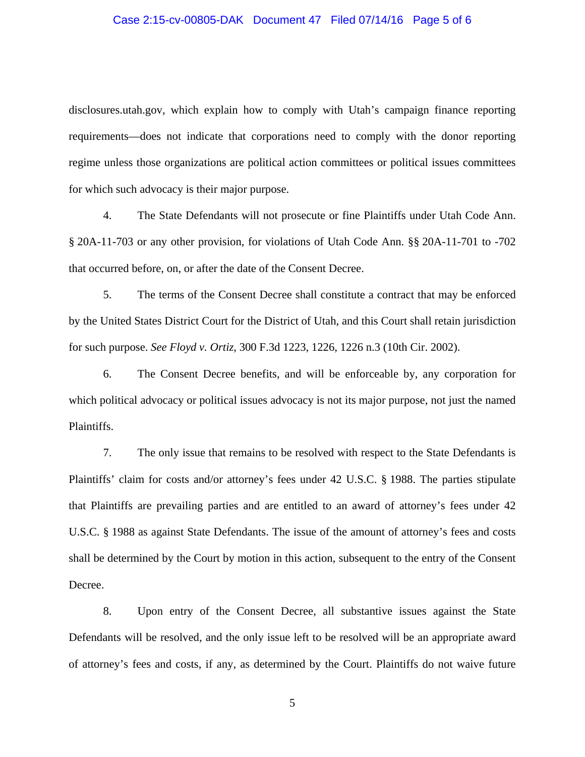disclosures.utah.gov, which explain how to comply with Utah's campaign finance reporting requirements—does not indicate that corporations need to comply with the donor reporting regime unless those organizations are political action committees or political issues committees for which such advocacy is their major purpose.

4. The State Defendants will not prosecute or fine Plaintiffs under Utah Code Ann. § 20A-11-703 or any other provision, for violations of Utah Code Ann. §§ 20A-11-701 to -702 that occurred before, on, or after the date of the Consent Decree.

5. The terms of the Consent Decree shall constitute a contract that may be enforced by the United States District Court for the District of Utah, and this Court shall retain jurisdiction for such purpose. *See Floyd v. Ortiz*, 300 F.3d 1223, 1226, 1226 n.3 (10th Cir. 2002).

6. The Consent Decree benefits, and will be enforceable by, any corporation for which political advocacy or political issues advocacy is not its major purpose, not just the named Plaintiffs.

7. The only issue that remains to be resolved with respect to the State Defendants is Plaintiffs' claim for costs and/or attorney's fees under 42 U.S.C. § 1988. The parties stipulate that Plaintiffs are prevailing parties and are entitled to an award of attorney's fees under 42 U.S.C. § 1988 as against State Defendants. The issue of the amount of attorney's fees and costs shall be determined by the Court by motion in this action, subsequent to the entry of the Consent Decree.

8. Upon entry of the Consent Decree, all substantive issues against the State Defendants will be resolved, and the only issue left to be resolved will be an appropriate award of attorney's fees and costs, if any, as determined by the Court. Plaintiffs do not waive future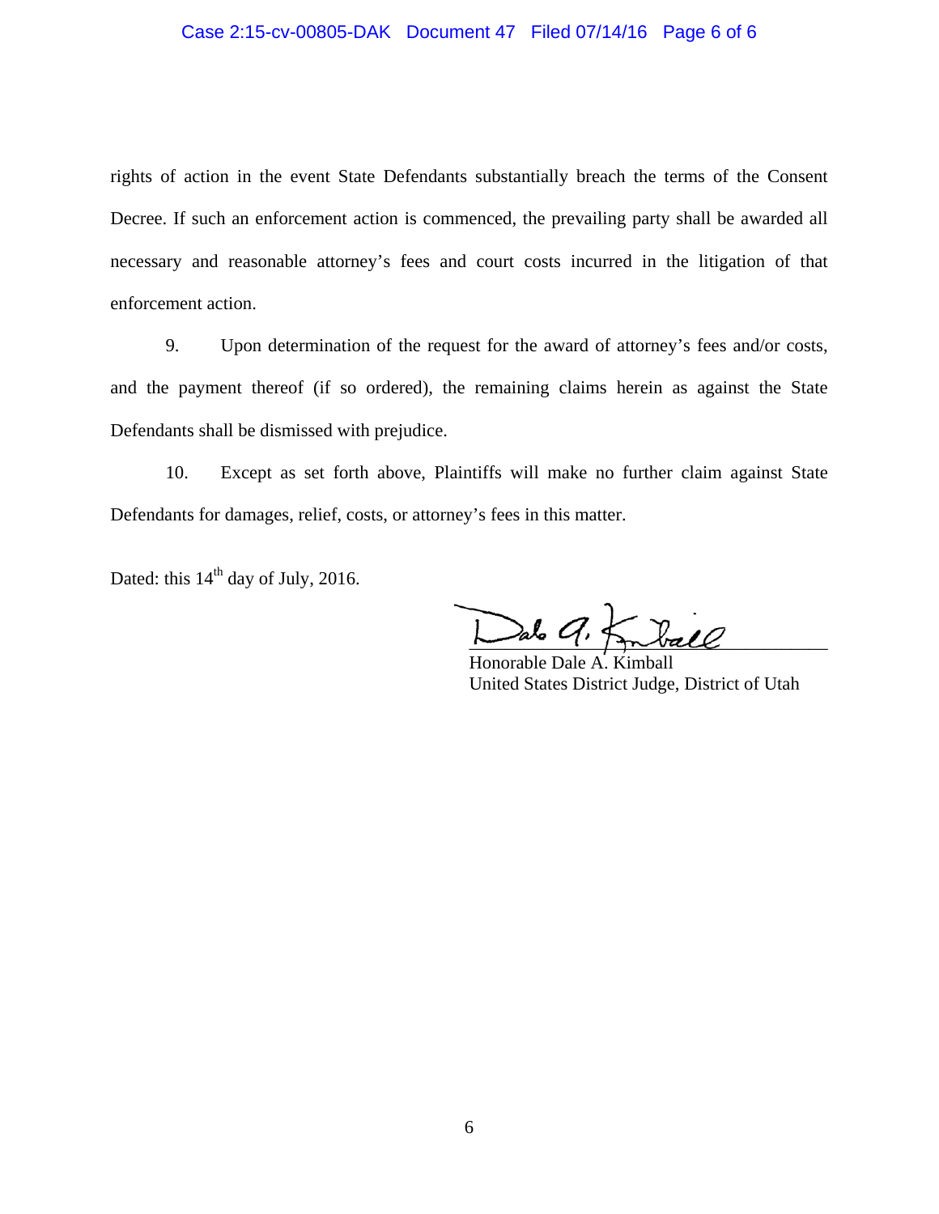rights of action in the event State Defendants substantially breach the terms of the Consent Decree. If such an enforcement action is commenced, the prevailing party shall be awarded all necessary and reasonable attorney's fees and court costs incurred in the litigation of that enforcement action.

9. Upon determination of the request for the award of attorney's fees and/or costs, and the payment thereof (if so ordered), the remaining claims herein as against the State Defendants shall be dismissed with prejudice.

10. Except as set forth above, Plaintiffs will make no further claim against State Defendants for damages, relief, costs, or attorney's fees in this matter.

Dated: this 14th day of July, 2016.

Dale A. Kimball

Honorable Dale A. Kimball
United States District Judge, District of Utah